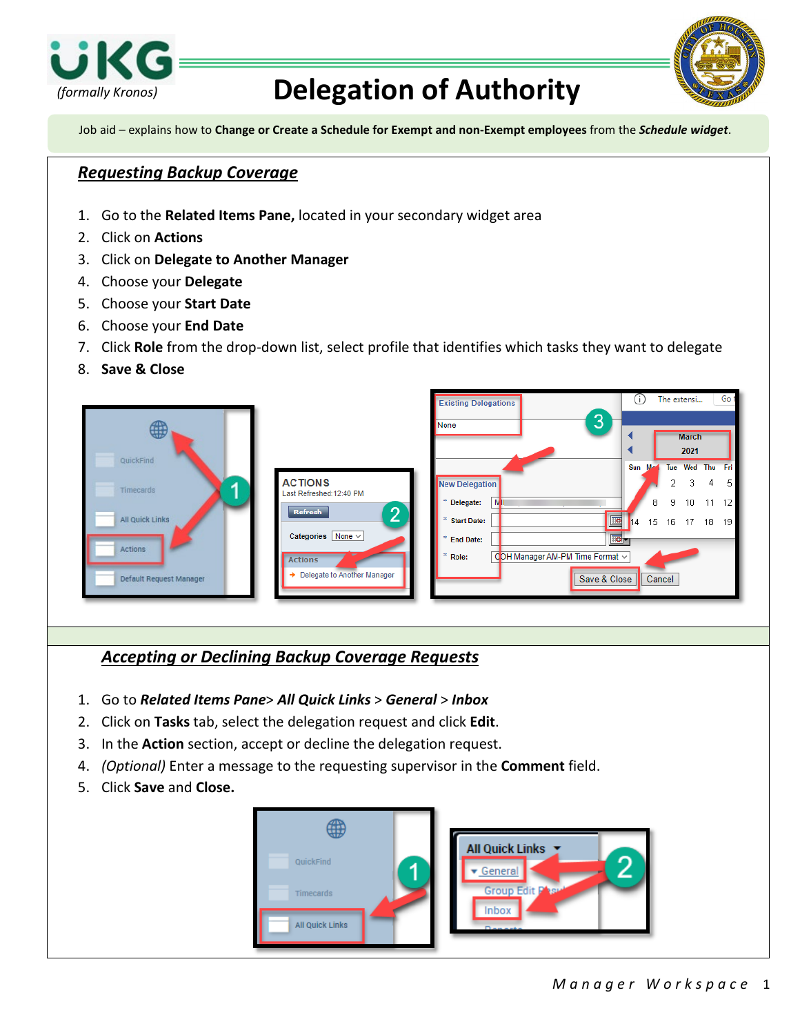UKG (formally Kronos)

# Delegation of Authority

Job aid – explains how to **Change or Create a Schedule for Exempt and non-Exempt employees** from the ***Schedule widget***.

## ***Requesting Backup Coverage***

1. Go to the **Related Items Pane,** located in your secondary widget area
2. Click on **Actions**
3. Click on **Delegate to Another Manager**
4. Choose your **Delegate**
5. Choose your **Start Date**
6. Choose your **End Date**
7. Click **Role** from the drop-down list, select profile that identifies which tasks they want to delegate
8. **Save & Close**

## ***Accepting or Declining Backup Coverage Requests***

1. Go to ***Related Items Pane***> ***All Quick Links*** > ***General*** > ***Inbox***
2. Click on **Tasks** tab, select the delegation request and click **Edit**.
3. In the **Action** section, accept or decline the delegation request.
4. *(Optional)* Enter a message to the requesting supervisor in the **Comment** field.
5. Click **Save** and **Close.**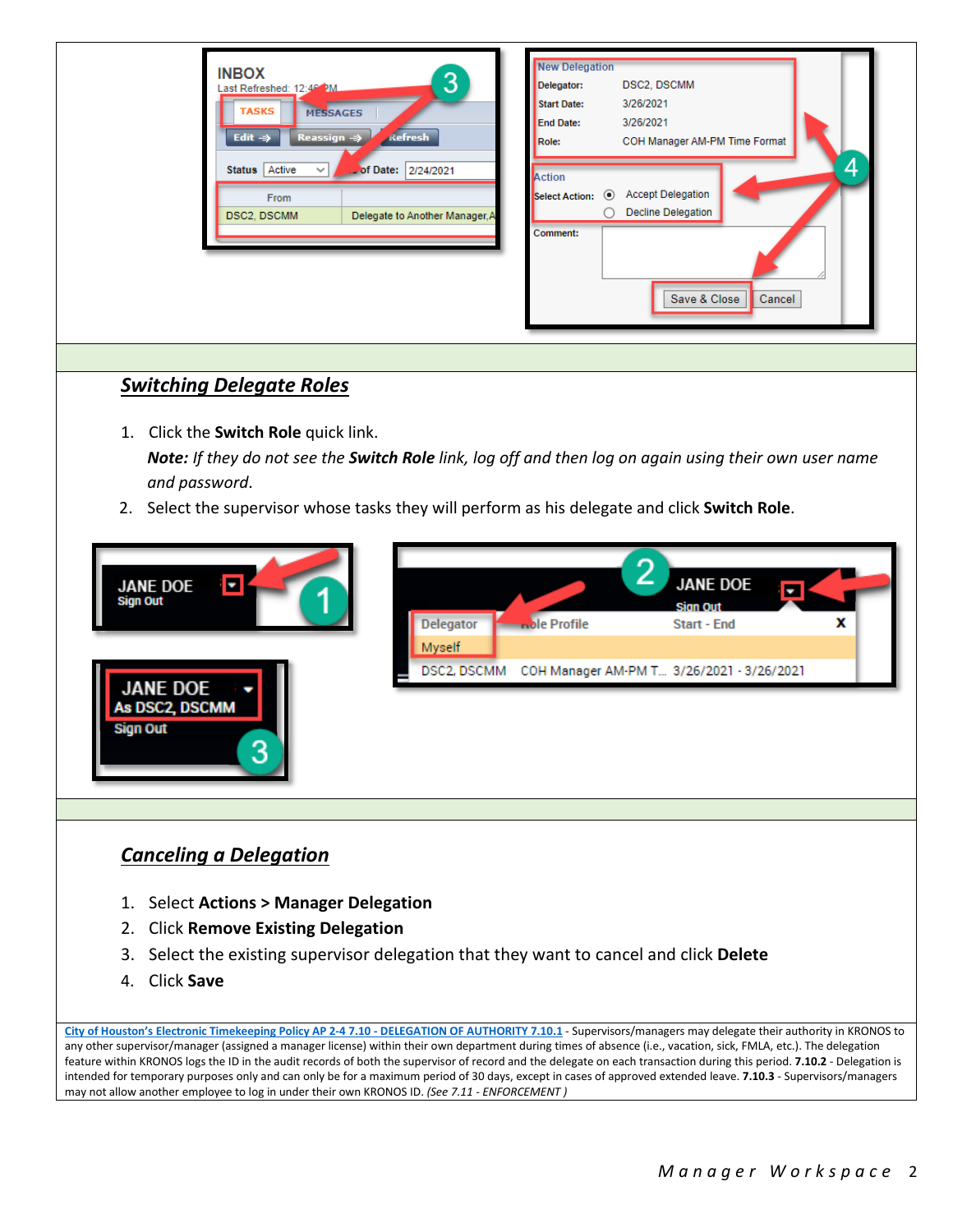## Switching Delegate Roles

1. Click the **Switch Role** quick link.

   ***Note:*** *If they do not see the* ***Switch Role*** *link, log off and then log on again using their own user name and password.*

2. Select the supervisor whose tasks they will perform as his delegate and click **Switch Role**.

## Canceling a Delegation

1. Select **Actions > Manager Delegation**
2. Click **Remove Existing Delegation**
3. Select the existing supervisor delegation that they want to cancel and click **Delete**
4. Click **Save**

City of Houston's Electronic Timekeeping Policy AP 2-4 7.10 - DELEGATION OF AUTHORITY 7.10.1 - Supervisors/managers may delegate their authority in KRONOS to any other supervisor/manager (assigned a manager license) within their own department during times of absence (i.e., vacation, sick, FMLA, etc.). The delegation feature within KRONOS logs the ID in the audit records of both the supervisor of record and the delegate on each transaction during this period. **7.10.2** - Delegation is intended for temporary purposes only and can only be for a maximum period of 30 days, except in cases of approved extended leave. **7.10.3** - Supervisors/managers may not allow another employee to log in under their own KRONOS ID. *(See 7.11 - ENFORCEMENT )*